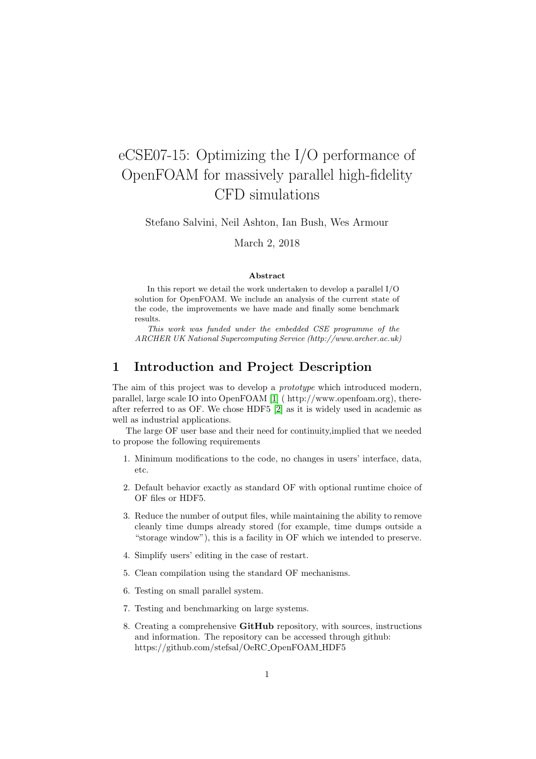# eCSE07-15: Optimizing the I/O performance of OpenFOAM for massively parallel high-fidelity CFD simulations

Stefano Salvini, Neil Ashton, Ian Bush, Wes Armour

March 2, 2018

**Abstract**

In this report we detail the work undertaken to develop a parallel I/O solution for OpenFOAM. We include an analysis of the current state of the code, the improvements we have made and finally some benchmark results.

*This work was funded under the embedded CSE programme of the ARCHER UK National Supercomputing Service (http://www.archer.ac.uk)*

## 1 Introduction and Project Description

The aim of this project was to develop a *prototype* which introduced modern, parallel, large scale IO into OpenFOAM [1] ( http://www.openfoam.org), thereafter referred to as OF. We chose HDF5 [2] as it is widely used in academic as well as industrial applications.

The large OF user base and their need for continuity,implied that we needed to propose the following requirements

1. Minimum modifications to the code, no changes in users' interface, data, etc.
2. Default behavior exactly as standard OF with optional runtime choice of OF files or HDF5.
3. Reduce the number of output files, while maintaining the ability to remove cleanly time dumps already stored (for example, time dumps outside a "storage window"), this is a facility in OF which we intended to preserve.
4. Simplify users' editing in the case of restart.
5. Clean compilation using the standard OF mechanisms.
6. Testing on small parallel system.
7. Testing and benchmarking on large systems.
8. Creating a comprehensive **GitHub** repository, with sources, instructions and information. The repository can be accessed through github: https://github.com/stefsal/OeRC_OpenFOAM_HDF5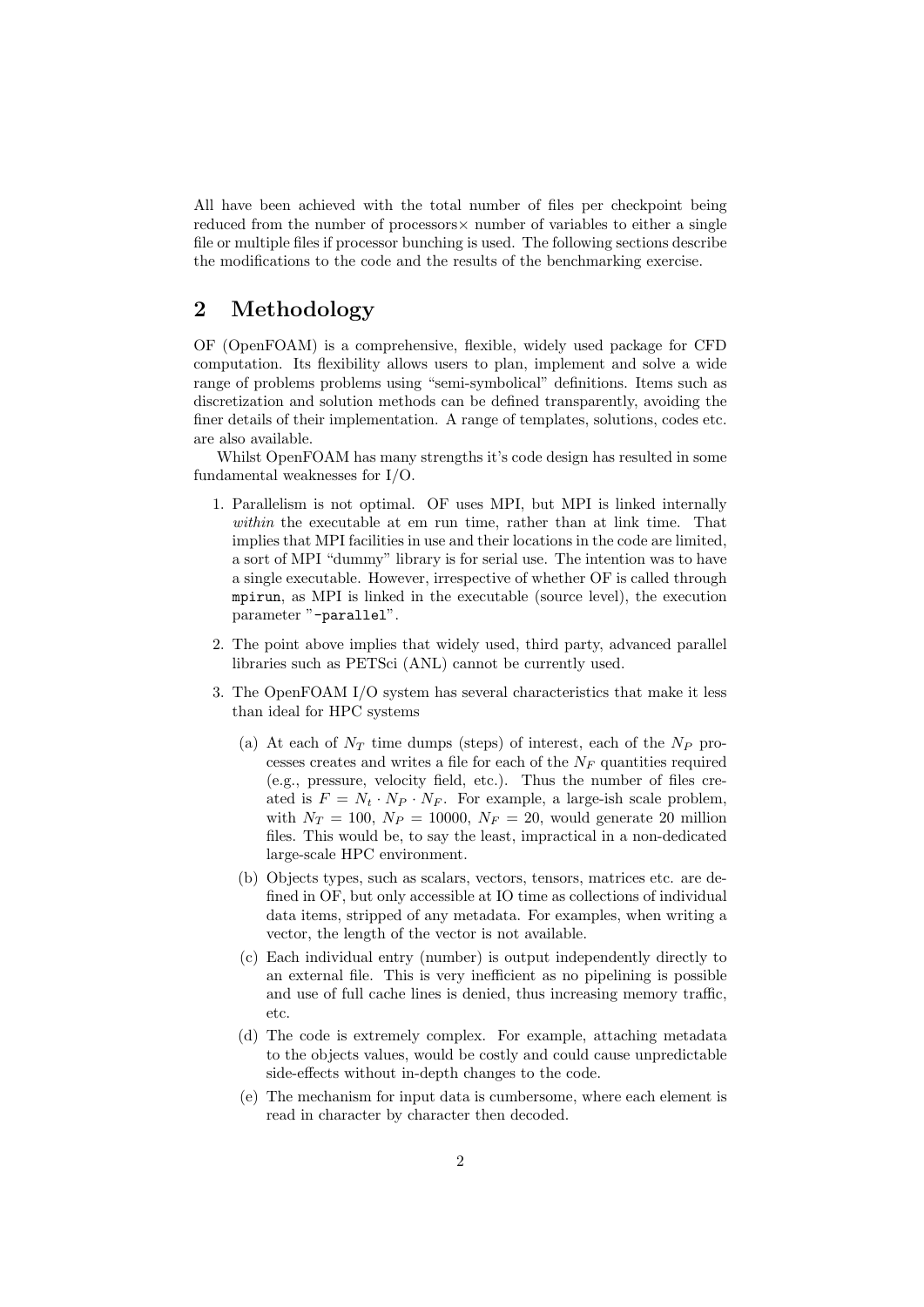All have been achieved with the total number of files per checkpoint being reduced from the number of processors× number of variables to either a single file or multiple files if processor bunching is used. The following sections describe the modifications to the code and the results of the benchmarking exercise.

## 2 Methodology

OF (OpenFOAM) is a comprehensive, flexible, widely used package for CFD computation. Its flexibility allows users to plan, implement and solve a wide range of problems problems using "semi-symbolical" definitions. Items such as discretization and solution methods can be defined transparently, avoiding the finer details of their implementation. A range of templates, solutions, codes etc. are also available.

Whilst OpenFOAM has many strengths it's code design has resulted in some fundamental weaknesses for I/O.

1. Parallelism is not optimal. OF uses MPI, but MPI is linked internally *within* the executable at em run time, rather than at link time. That implies that MPI facilities in use and their locations in the code are limited, a sort of MPI "dummy" library is for serial use. The intention was to have a single executable. However, irrespective of whether OF is called through `mpirun`, as MPI is linked in the executable (source level), the execution parameter "`-parallel`".

2. The point above implies that widely used, third party, advanced parallel libraries such as PETSci (ANL) cannot be currently used.

3. The OpenFOAM I/O system has several characteristics that make it less than ideal for HPC systems

   (a) At each of $N_T$ time dumps (steps) of interest, each of the $N_P$ processes creates and writes a file for each of the $N_F$ quantities required (e.g., pressure, velocity field, etc.). Thus the number of files created is $F = N_t \cdot N_P \cdot N_F$. For example, a large-ish scale problem, with $N_T = 100$, $N_P = 10000$, $N_F = 20$, would generate 20 million files. This would be, to say the least, impractical in a non-dedicated large-scale HPC environment.

   (b) Objects types, such as scalars, vectors, tensors, matrices etc. are defined in OF, but only accessible at IO time as collections of individual data items, stripped of any metadata. For examples, when writing a vector, the length of the vector is not available.

   (c) Each individual entry (number) is output independently directly to an external file. This is very inefficient as no pipelining is possible and use of full cache lines is denied, thus increasing memory traffic, etc.

   (d) The code is extremely complex. For example, attaching metadata to the objects values, would be costly and could cause unpredictable side-effects without in-depth changes to the code.

   (e) The mechanism for input data is cumbersome, where each element is read in character by character then decoded.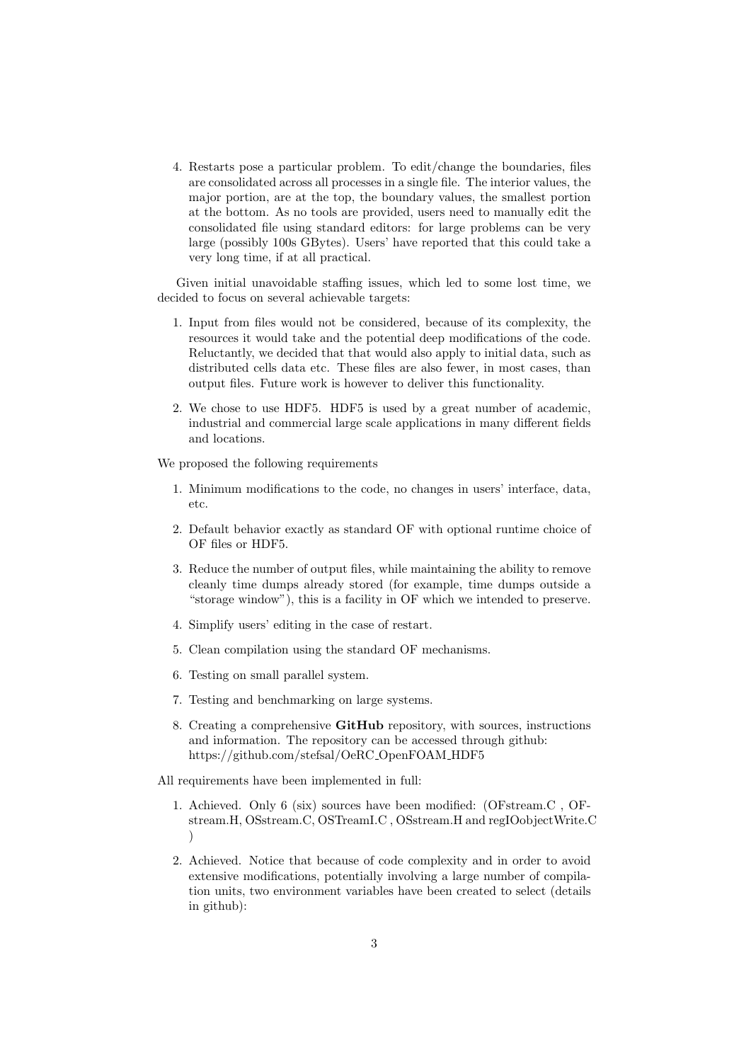4. Restarts pose a particular problem. To edit/change the boundaries, files are consolidated across all processes in a single file. The interior values, the major portion, are at the top, the boundary values, the smallest portion at the bottom. As no tools are provided, users need to manually edit the consolidated file using standard editors: for large problems can be very large (possibly 100s GBytes). Users' have reported that this could take a very long time, if at all practical.

Given initial unavoidable staffing issues, which led to some lost time, we decided to focus on several achievable targets:

1. Input from files would not be considered, because of its complexity, the resources it would take and the potential deep modifications of the code. Reluctantly, we decided that that would also apply to initial data, such as distributed cells data etc. These files are also fewer, in most cases, than output files. Future work is however to deliver this functionality.
2. We chose to use HDF5. HDF5 is used by a great number of academic, industrial and commercial large scale applications in many different fields and locations.

We proposed the following requirements

1. Minimum modifications to the code, no changes in users' interface, data, etc.
2. Default behavior exactly as standard OF with optional runtime choice of OF files or HDF5.
3. Reduce the number of output files, while maintaining the ability to remove cleanly time dumps already stored (for example, time dumps outside a "storage window"), this is a facility in OF which we intended to preserve.
4. Simplify users' editing in the case of restart.
5. Clean compilation using the standard OF mechanisms.
6. Testing on small parallel system.
7. Testing and benchmarking on large systems.
8. Creating a comprehensive **GitHub** repository, with sources, instructions and information. The repository can be accessed through github: https://github.com/stefsal/OeRC_OpenFOAM_HDF5

All requirements have been implemented in full:

1. Achieved. Only 6 (six) sources have been modified: (OFstream.C , OFstream.H, OSstream.C, OSTreamI.C , OSstream.H and regIOobjectWrite.C )
2. Achieved. Notice that because of code complexity and in order to avoid extensive modifications, potentially involving a large number of compilation units, two environment variables have been created to select (details in github):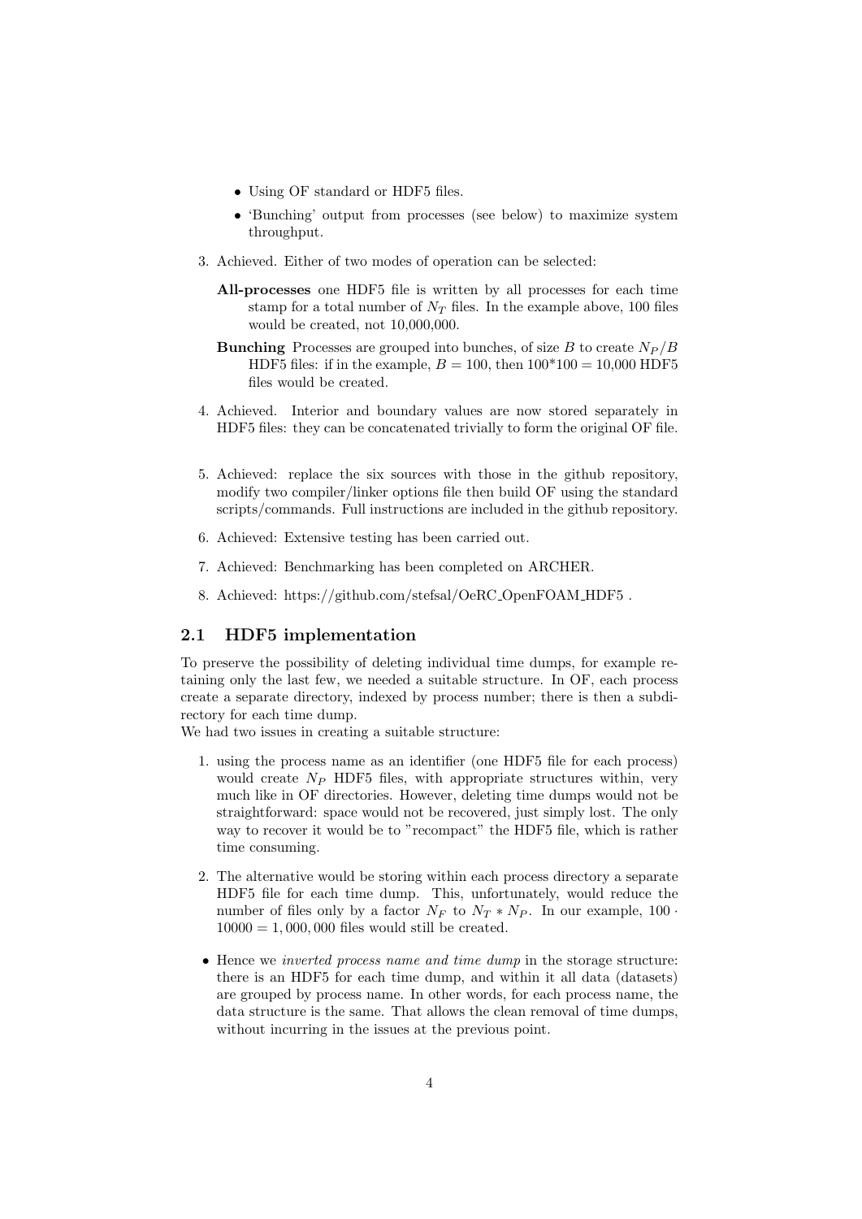- Using OF standard or HDF5 files.
- 'Bunching' output from processes (see below) to maximize system throughput.

3. Achieved. Either of two modes of operation can be selected:

   **All-processes** one HDF5 file is written by all processes for each time stamp for a total number of $N_T$ files. In the example above, 100 files would be created, not 10,000,000.

   **Bunching** Processes are grouped into bunches, of size $B$ to create $N_P/B$ HDF5 files: if in the example, $B = 100$, then 100*100 = 10,000 HDF5 files would be created.

4. Achieved. Interior and boundary values are now stored separately in HDF5 files: they can be concatenated trivially to form the original OF file.

5. Achieved: replace the six sources with those in the github repository, modify two compiler/linker options file then build OF using the standard scripts/commands. Full instructions are included in the github repository.

6. Achieved: Extensive testing has been carried out.

7. Achieved: Benchmarking has been completed on ARCHER.

8. Achieved: https://github.com/stefsal/OeRC_OpenFOAM_HDF5 .

## 2.1 HDF5 implementation

To preserve the possibility of deleting individual time dumps, for example retaining only the last few, we needed a suitable structure. In OF, each process create a separate directory, indexed by process number; there is then a subdirectory for each time dump.
We had two issues in creating a suitable structure:

1. using the process name as an identifier (one HDF5 file for each process) would create $N_P$ HDF5 files, with appropriate structures within, very much like in OF directories. However, deleting time dumps would not be straightforward: space would not be recovered, just simply lost. The only way to recover it would be to "recompact" the HDF5 file, which is rather time consuming.

2. The alternative would be storing within each process directory a separate HDF5 file for each time dump. This, unfortunately, would reduce the number of files only by a factor $N_F$ to $N_T * N_P$. In our example, $100 \cdot 10000 = 1,000,000$ files would still be created.

- Hence we *inverted process name and time dump* in the storage structure: there is an HDF5 for each time dump, and within it all data (datasets) are grouped by process name. In other words, for each process name, the data structure is the same. That allows the clean removal of time dumps, without incurring in the issues at the previous point.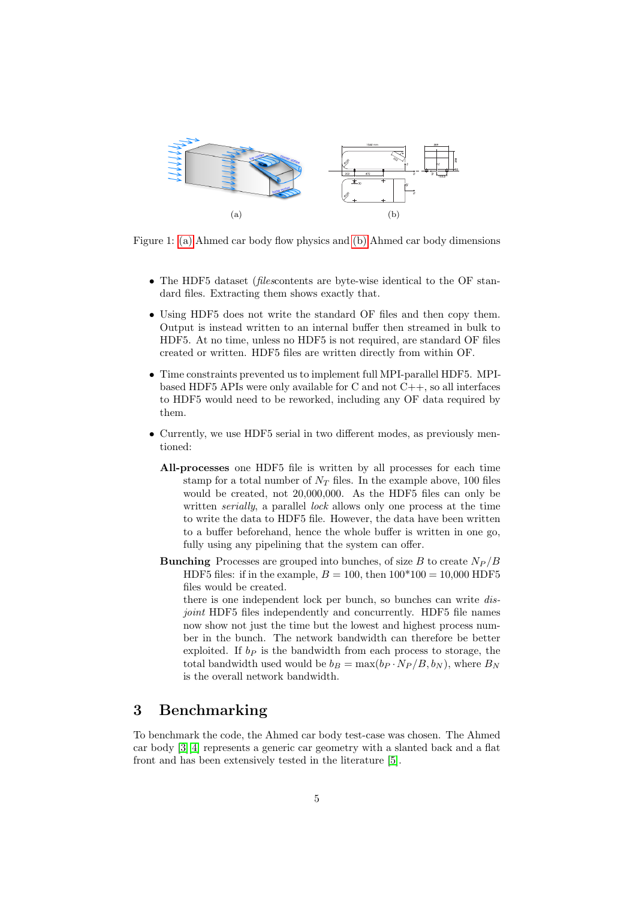(a) (b)

Figure 1: (a) Ahmed car body flow physics and (b) Ahmed car body dimensions

- The HDF5 dataset (*files*contents are byte-wise identical to the OF standard files. Extracting them shows exactly that.
- Using HDF5 does not write the standard OF files and then copy them. Output is instead written to an internal buffer then streamed in bulk to HDF5. At no time, unless no HDF5 is not required, are standard OF files created or written. HDF5 files are written directly from within OF.
- Time constraints prevented us to implement full MPI-parallel HDF5. MPI-based HDF5 APIs were only available for C and not C++, so all interfaces to HDF5 would need to be reworked, including any OF data required by them.
- Currently, we use HDF5 serial in two different modes, as previously mentioned:

  **All-processes** one HDF5 file is written by all processes for each time stamp for a total number of $N_T$ files. In the example above, 100 files would be created, not 20,000,000. As the HDF5 files can only be written *serially*, a parallel *lock* allows only one process at the time to write the data to HDF5 file. However, the data have been written to a buffer beforehand, hence the whole buffer is written in one go, fully using any pipelining that the system can offer.

  **Bunching** Processes are grouped into bunches, of size $B$ to create $N_P/B$ HDF5 files: if in the example, $B = 100$, then 100*100 = 10,000 HDF5 files would be created.
  there is one independent lock per bunch, so bunches can write *disjoint* HDF5 files independently and concurrently. HDF5 file names now show not just the time but the lowest and highest process number in the bunch. The network bandwidth can therefore be better exploited. If $b_P$ is the bandwidth from each process to storage, the total bandwidth used would be $b_B = \max(b_P \cdot N_P/B, b_N)$, where $B_N$ is the overall network bandwidth.

## 3 Benchmarking

To benchmark the code, the Ahmed car body test-case was chosen. The Ahmed car body [3] [4] represents a generic car geometry with a slanted back and a flat front and has been extensively tested in the literature [5].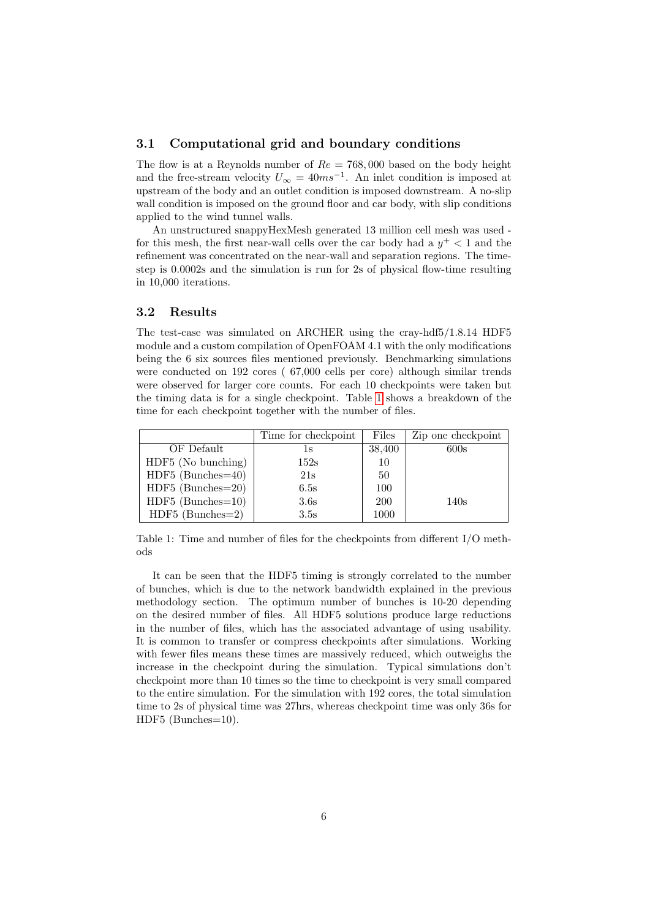### 3.1 Computational grid and boundary conditions

The flow is at a Reynolds number of $Re = 768,000$ based on the body height and the free-stream velocity $U_\infty = 40ms^{-1}$. An inlet condition is imposed at upstream of the body and an outlet condition is imposed downstream. A no-slip wall condition is imposed on the ground floor and car body, with slip conditions applied to the wind tunnel walls.

An unstructured snappyHexMesh generated 13 million cell mesh was used - for this mesh, the first near-wall cells over the car body had a $y^+ < 1$ and the refinement was concentrated on the near-wall and separation regions. The time-step is 0.0002s and the simulation is run for 2s of physical flow-time resulting in 10,000 iterations.

### 3.2 Results

The test-case was simulated on ARCHER using the cray-hdf5/1.8.14 HDF5 module and a custom compilation of OpenFOAM 4.1 with the only modifications being the 6 six sources files mentioned previously. Benchmarking simulations were conducted on 192 cores ( 67,000 cells per core) although similar trends were observed for larger core counts. For each 10 checkpoints were taken but the timing data is for a single checkpoint. Table 1 shows a breakdown of the time for each checkpoint together with the number of files.

| | Time for checkpoint | Files | Zip one checkpoint |
|---|---|---|---|
| OF Default | 1s | 38,400 | 600s |
| HDF5 (No bunching) | 152s | 10 | |
| HDF5 (Bunches=40) | 21s | 50 | |
| HDF5 (Bunches=20) | 6.5s | 100 | |
| HDF5 (Bunches=10) | 3.6s | 200 | 140s |
| HDF5 (Bunches=2) | 3.5s | 1000 | |

Table 1: Time and number of files for the checkpoints from different I/O methods

It can be seen that the HDF5 timing is strongly correlated to the number of bunches, which is due to the network bandwidth explained in the previous methodology section. The optimum number of bunches is 10-20 depending on the desired number of files. All HDF5 solutions produce large reductions in the number of files, which has the associated advantage of using usability. It is common to transfer or compress checkpoints after simulations. Working with fewer files means these times are massively reduced, which outweighs the increase in the checkpoint during the simulation. Typical simulations don't checkpoint more than 10 times so the time to checkpoint is very small compared to the entire simulation. For the simulation with 192 cores, the total simulation time to 2s of physical time was 27hrs, whereas checkpoint time was only 36s for HDF5 (Bunches=10).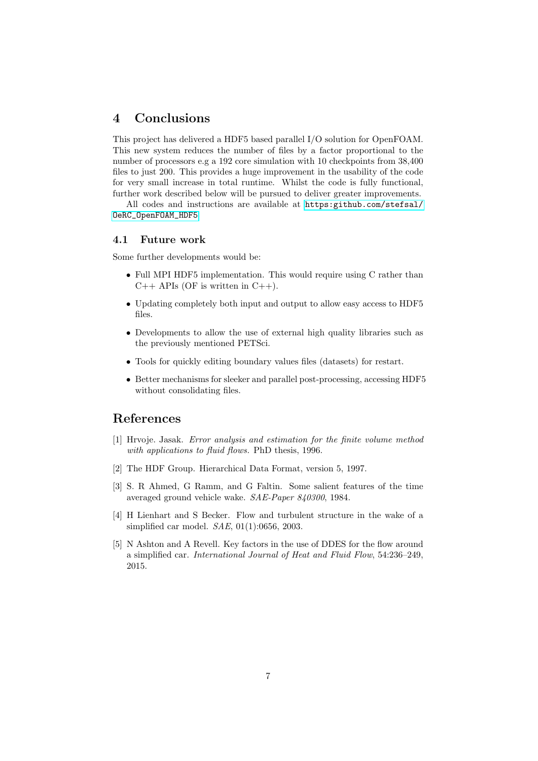## 4 Conclusions

This project has delivered a HDF5 based parallel I/O solution for OpenFOAM. This new system reduces the number of files by a factor proportional to the number of processors e.g a 192 core simulation with 10 checkpoints from 38,400 files to just 200. This provides a huge improvement in the usability of the code for very small increase in total runtime. Whilst the code is fully functional, further work described below will be pursued to deliver greater improvements.

All codes and instructions are available at https:github.com/stefsal/OeRC_OpenFOAM_HDF5

### 4.1 Future work

Some further developments would be:

- Full MPI HDF5 implementation. This would require using C rather than C++ APIs (OF is written in C++).
- Updating completely both input and output to allow easy access to HDF5 files.
- Developments to allow the use of external high quality libraries such as the previously mentioned PETSci.
- Tools for quickly editing boundary values files (datasets) for restart.
- Better mechanisms for sleeker and parallel post-processing, accessing HDF5 without consolidating files.

## References

[1] Hrvoje. Jasak. *Error analysis and estimation for the finite volume method with applications to fluid flows.* PhD thesis, 1996.

[2] The HDF Group. Hierarchical Data Format, version 5, 1997.

[3] S. R Ahmed, G Ramm, and G Faltin. Some salient features of the time averaged ground vehicle wake. *SAE-Paper 840300*, 1984.

[4] H Lienhart and S Becker. Flow and turbulent structure in the wake of a simplified car model. *SAE*, 01(1):0656, 2003.

[5] N Ashton and A Revell. Key factors in the use of DDES for the flow around a simplified car. *International Journal of Heat and Fluid Flow*, 54:236–249, 2015.